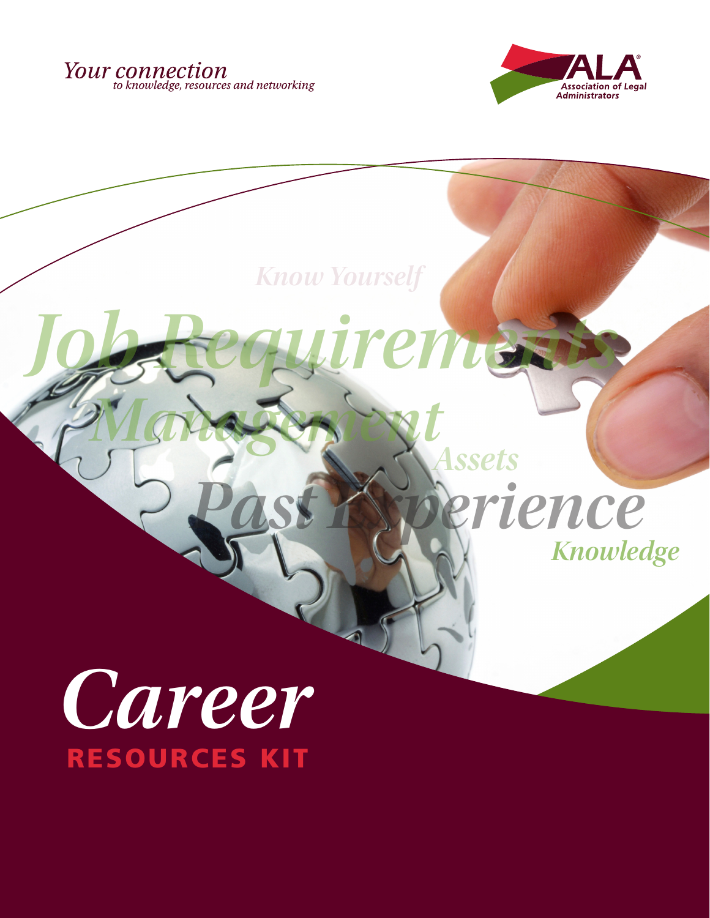*Your connection*
*to knowledge, resources and networking*

ALA® Association of Legal Administrators

*Know Yourself*

*Job Requirements*

*Management*

*Assets*

*Past Experience*

*Knowledge*

# *Career*
## RESOURCES KIT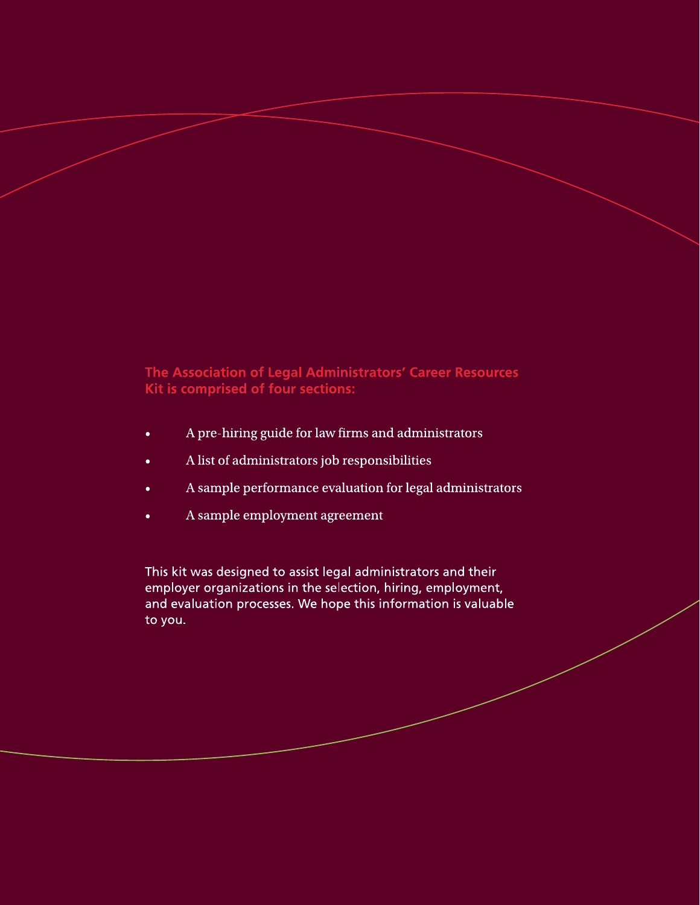**The Association of Legal Administrators' Career Resources Kit is comprised of four sections:**

- A pre-hiring guide for law firms and administrators
- A list of administrators job responsibilities
- A sample performance evaluation for legal administrators
- A sample employment agreement

This kit was designed to assist legal administrators and their employer organizations in the selection, hiring, employment, and evaluation processes. We hope this information is valuable to you.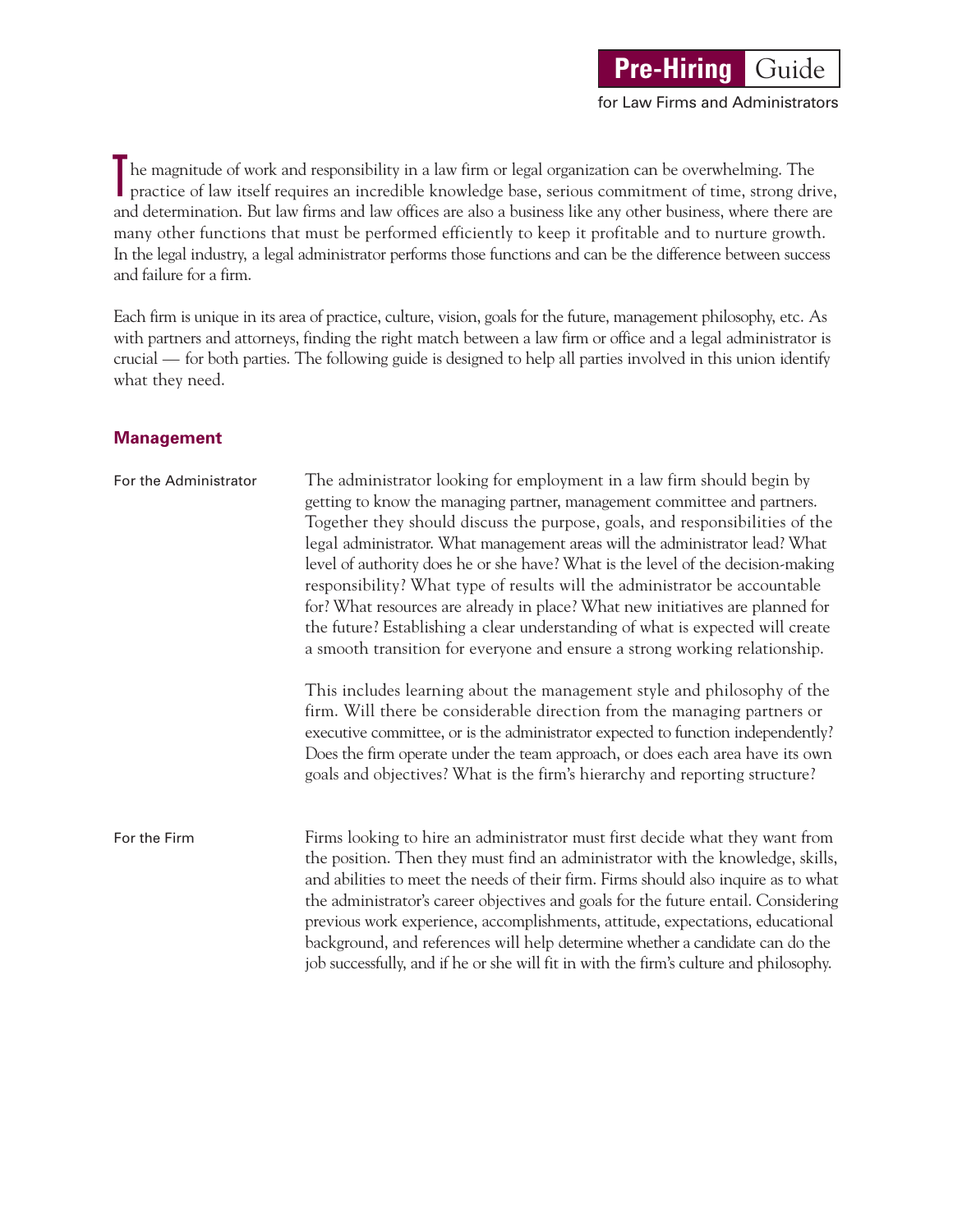**Pre-Hiring** Guide
for Law Firms and Administrators

The magnitude of work and responsibility in a law firm or legal organization can be overwhelming. The practice of law itself requires an incredible knowledge base, serious commitment of time, strong drive, and determination. But law firms and law offices are also a business like any other business, where there are many other functions that must be performed efficiently to keep it profitable and to nurture growth. In the legal industry, a legal administrator performs those functions and can be the difference between success and failure for a firm.

Each firm is unique in its area of practice, culture, vision, goals for the future, management philosophy, etc. As with partners and attorneys, finding the right match between a law firm or office and a legal administrator is crucial — for both parties. The following guide is designed to help all parties involved in this union identify what they need.

## Management

### For the Administrator

The administrator looking for employment in a law firm should begin by getting to know the managing partner, management committee and partners. Together they should discuss the purpose, goals, and responsibilities of the legal administrator. What management areas will the administrator lead? What level of authority does he or she have? What is the level of the decision-making responsibility? What type of results will the administrator be accountable for? What resources are already in place? What new initiatives are planned for the future? Establishing a clear understanding of what is expected will create a smooth transition for everyone and ensure a strong working relationship.

This includes learning about the management style and philosophy of the firm. Will there be considerable direction from the managing partners or executive committee, or is the administrator expected to function independently? Does the firm operate under the team approach, or does each area have its own goals and objectives? What is the firm's hierarchy and reporting structure?

### For the Firm

Firms looking to hire an administrator must first decide what they want from the position. Then they must find an administrator with the knowledge, skills, and abilities to meet the needs of their firm. Firms should also inquire as to what the administrator's career objectives and goals for the future entail. Considering previous work experience, accomplishments, attitude, expectations, educational background, and references will help determine whether a candidate can do the job successfully, and if he or she will fit in with the firm's culture and philosophy.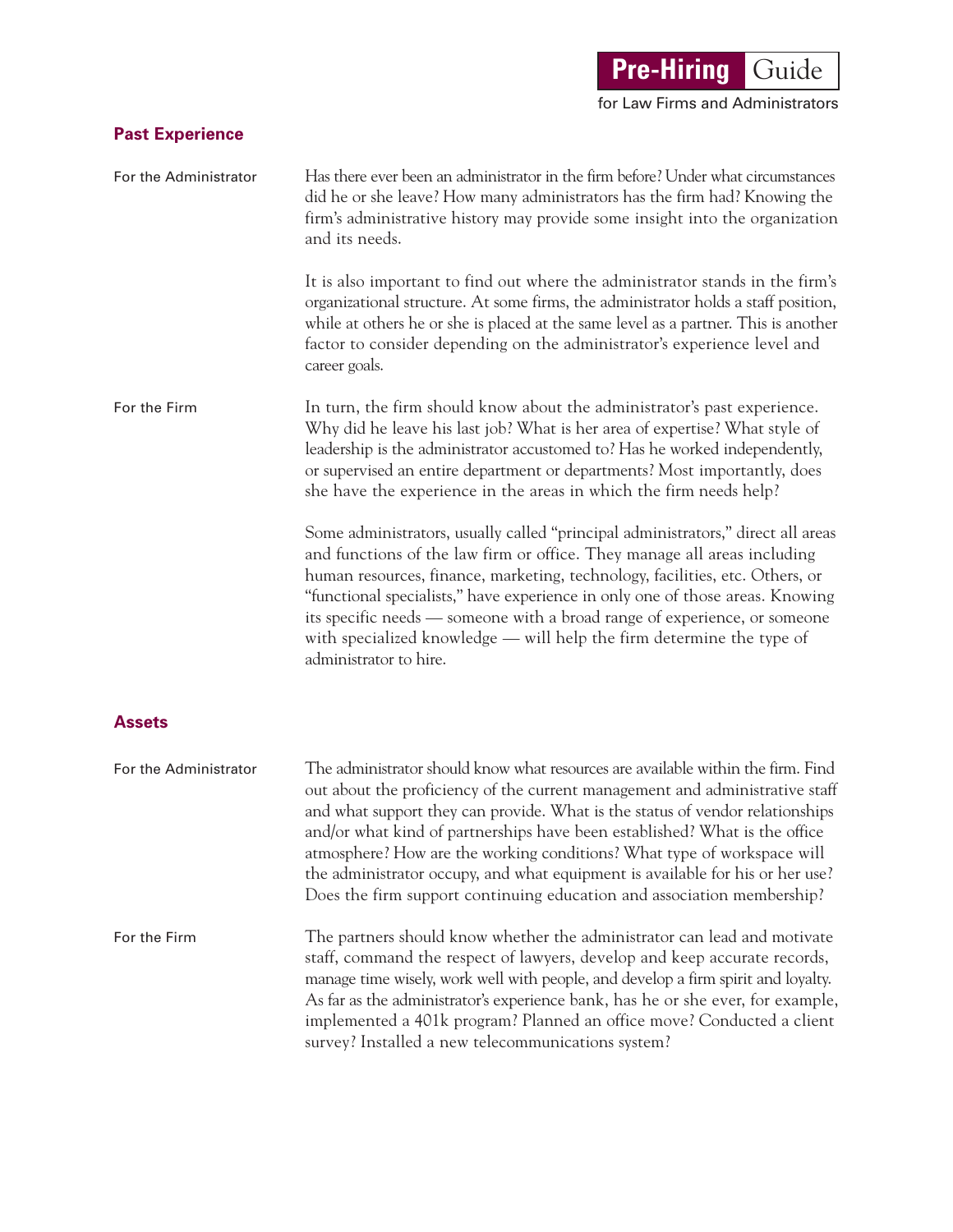## Past Experience

**For the Administrator**

Has there ever been an administrator in the firm before? Under what circumstances did he or she leave? How many administrators has the firm had? Knowing the firm's administrative history may provide some insight into the organization and its needs.

It is also important to find out where the administrator stands in the firm's organizational structure. At some firms, the administrator holds a staff position, while at others he or she is placed at the same level as a partner. This is another factor to consider depending on the administrator's experience level and career goals.

**For the Firm**

In turn, the firm should know about the administrator's past experience. Why did he leave his last job? What is her area of expertise? What style of leadership is the administrator accustomed to? Has he worked independently, or supervised an entire department or departments? Most importantly, does she have the experience in the areas in which the firm needs help?

Some administrators, usually called "principal administrators," direct all areas and functions of the law firm or office. They manage all areas including human resources, finance, marketing, technology, facilities, etc. Others, or "functional specialists," have experience in only one of those areas. Knowing its specific needs — someone with a broad range of experience, or someone with specialized knowledge — will help the firm determine the type of administrator to hire.

## Assets

**For the Administrator**

The administrator should know what resources are available within the firm. Find out about the proficiency of the current management and administrative staff and what support they can provide. What is the status of vendor relationships and/or what kind of partnerships have been established? What is the office atmosphere? How are the working conditions? What type of workspace will the administrator occupy, and what equipment is available for his or her use? Does the firm support continuing education and association membership?

**For the Firm**

The partners should know whether the administrator can lead and motivate staff, command the respect of lawyers, develop and keep accurate records, manage time wisely, work well with people, and develop a firm spirit and loyalty. As far as the administrator's experience bank, has he or she ever, for example, implemented a 401k program? Planned an office move? Conducted a client survey? Installed a new telecommunications system?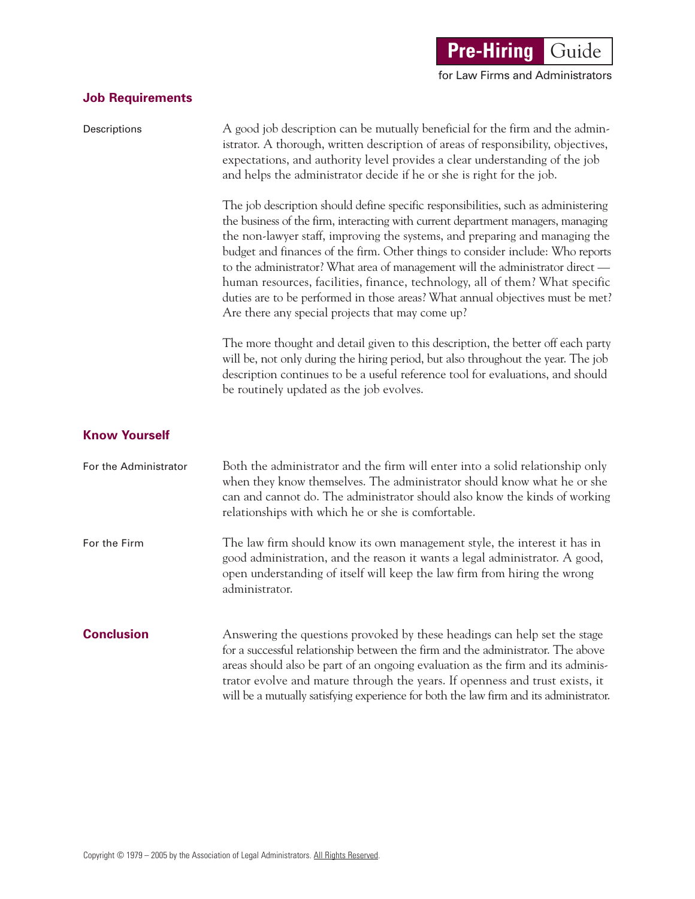## Job Requirements

**Descriptions**

A good job description can be mutually beneficial for the firm and the administrator. A thorough, written description of areas of responsibility, objectives, expectations, and authority level provides a clear understanding of the job and helps the administrator decide if he or she is right for the job.

The job description should define specific responsibilities, such as administering the business of the firm, interacting with current department managers, managing the non-lawyer staff, improving the systems, and preparing and managing the budget and finances of the firm. Other things to consider include: Who reports to the administrator? What area of management will the administrator direct — human resources, facilities, finance, technology, all of them? What specific duties are to be performed in those areas? What annual objectives must be met? Are there any special projects that may come up?

The more thought and detail given to this description, the better off each party will be, not only during the hiring period, but also throughout the year. The job description continues to be a useful reference tool for evaluations, and should be routinely updated as the job evolves.

## Know Yourself

**For the Administrator**

Both the administrator and the firm will enter into a solid relationship only when they know themselves. The administrator should know what he or she can and cannot do. The administrator should also know the kinds of working relationships with which he or she is comfortable.

**For the Firm**

The law firm should know its own management style, the interest it has in good administration, and the reason it wants a legal administrator. A good, open understanding of itself will keep the law firm from hiring the wrong administrator.

## Conclusion

Answering the questions provoked by these headings can help set the stage for a successful relationship between the firm and the administrator. The above areas should also be part of an ongoing evaluation as the firm and its administrator evolve and mature through the years. If openness and trust exists, it will be a mutually satisfying experience for both the law firm and its administrator.

Copyright © 1979 – 2005 by the Association of Legal Administrators. All Rights Reserved.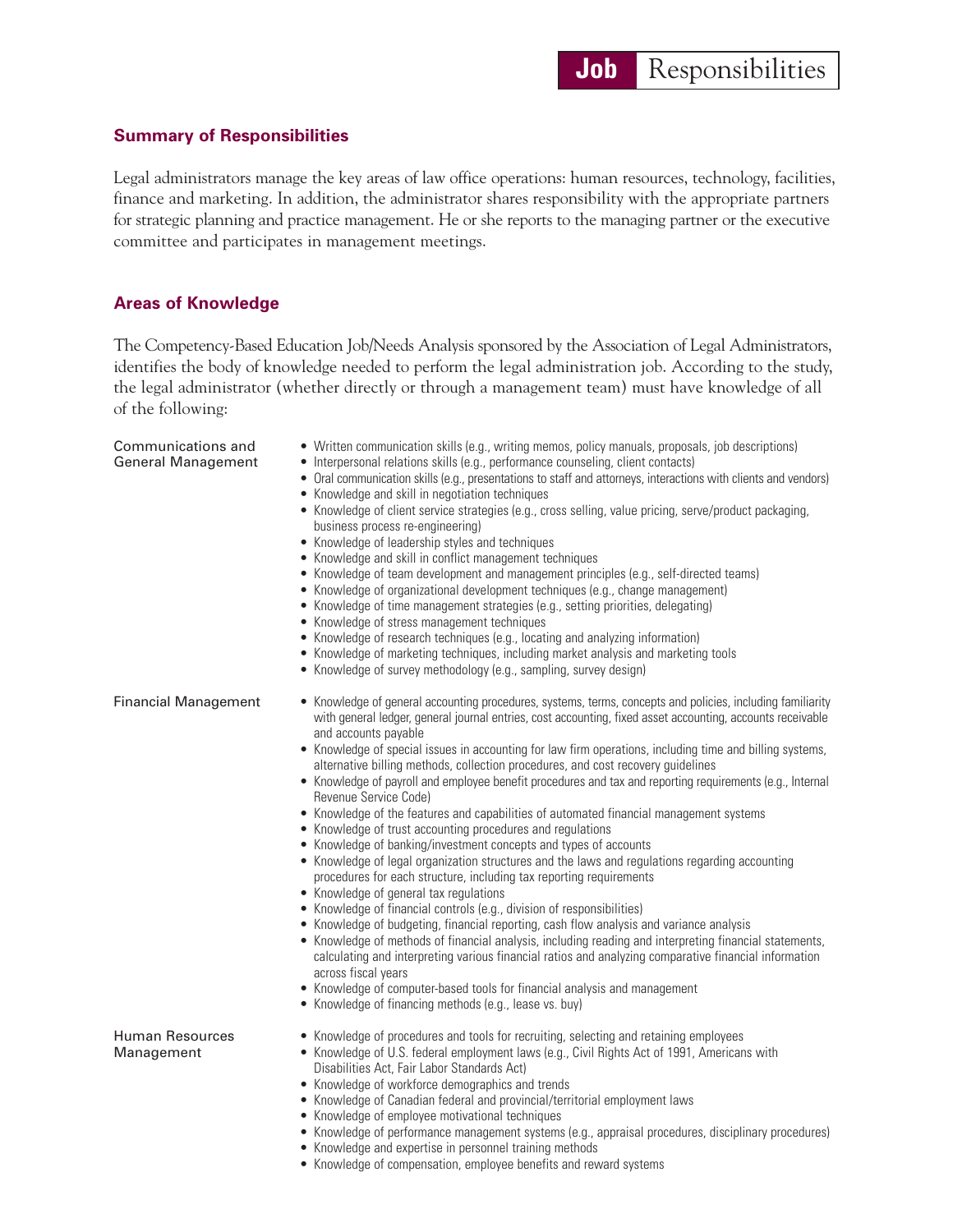# Job Responsibilities

## Summary of Responsibilities

Legal administrators manage the key areas of law office operations: human resources, technology, facilities, finance and marketing. In addition, the administrator shares responsibility with the appropriate partners for strategic planning and practice management. He or she reports to the managing partner or the executive committee and participates in management meetings.

## Areas of Knowledge

The Competency-Based Education Job/Needs Analysis sponsored by the Association of Legal Administrators, identifies the body of knowledge needed to perform the legal administration job. According to the study, the legal administrator (whether directly or through a management team) must have knowledge of all of the following:

### Communications and General Management

- Written communication skills (e.g., writing memos, policy manuals, proposals, job descriptions)
- Interpersonal relations skills (e.g., performance counseling, client contacts)
- Oral communication skills (e.g., presentations to staff and attorneys, interactions with clients and vendors)
- Knowledge and skill in negotiation techniques
- Knowledge of client service strategies (e.g., cross selling, value pricing, serve/product packaging, business process re-engineering)
- Knowledge of leadership styles and techniques
- Knowledge and skill in conflict management techniques
- Knowledge of team development and management principles (e.g., self-directed teams)
- Knowledge of organizational development techniques (e.g., change management)
- Knowledge of time management strategies (e.g., setting priorities, delegating)
- Knowledge of stress management techniques
- Knowledge of research techniques (e.g., locating and analyzing information)
- Knowledge of marketing techniques, including market analysis and marketing tools
- Knowledge of survey methodology (e.g., sampling, survey design)

### Financial Management

- Knowledge of general accounting procedures, systems, terms, concepts and policies, including familiarity with general ledger, general journal entries, cost accounting, fixed asset accounting, accounts receivable and accounts payable
- Knowledge of special issues in accounting for law firm operations, including time and billing systems, alternative billing methods, collection procedures, and cost recovery guidelines
- Knowledge of payroll and employee benefit procedures and tax and reporting requirements (e.g., Internal Revenue Service Code)
- Knowledge of the features and capabilities of automated financial management systems
- Knowledge of trust accounting procedures and regulations
- Knowledge of banking/investment concepts and types of accounts
- Knowledge of legal organization structures and the laws and regulations regarding accounting procedures for each structure, including tax reporting requirements
- Knowledge of general tax regulations
- Knowledge of financial controls (e.g., division of responsibilities)
- Knowledge of budgeting, financial reporting, cash flow analysis and variance analysis
- Knowledge of methods of financial analysis, including reading and interpreting financial statements, calculating and interpreting various financial ratios and analyzing comparative financial information across fiscal years
- Knowledge of computer-based tools for financial analysis and management
- Knowledge of financing methods (e.g., lease vs. buy)

### Human Resources Management

- Knowledge of procedures and tools for recruiting, selecting and retaining employees
- Knowledge of U.S. federal employment laws (e.g., Civil Rights Act of 1991, Americans with Disabilities Act, Fair Labor Standards Act)
- Knowledge of workforce demographics and trends
- Knowledge of Canadian federal and provincial/territorial employment laws
- Knowledge of employee motivational techniques
- Knowledge of performance management systems (e.g., appraisal procedures, disciplinary procedures)
- Knowledge and expertise in personnel training methods
- Knowledge of compensation, employee benefits and reward systems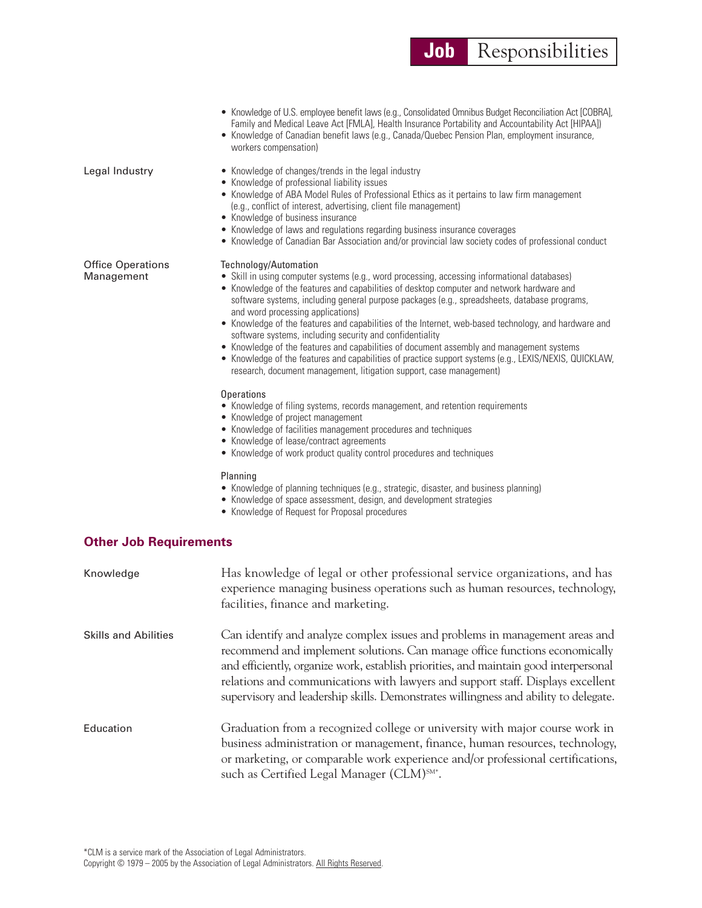- Knowledge of U.S. employee benefit laws (e.g., Consolidated Omnibus Budget Reconciliation Act [COBRA], Family and Medical Leave Act [FMLA], Health Insurance Portability and Accountability Act [HIPAA])
- Knowledge of Canadian benefit laws (e.g., Canada/Quebec Pension Plan, employment insurance, workers compensation)

**Legal Industry**

- Knowledge of changes/trends in the legal industry
- Knowledge of professional liability issues
- Knowledge of ABA Model Rules of Professional Ethics as it pertains to law firm management (e.g., conflict of interest, advertising, client file management)
- Knowledge of business insurance
- Knowledge of laws and regulations regarding business insurance coverages
- Knowledge of Canadian Bar Association and/or provincial law society codes of professional conduct

**Office Operations Management**

Technology/Automation

- Skill in using computer systems (e.g., word processing, accessing informational databases)
- Knowledge of the features and capabilities of desktop computer and network hardware and software systems, including general purpose packages (e.g., spreadsheets, database programs, and word processing applications)
- Knowledge of the features and capabilities of the Internet, web-based technology, and hardware and software systems, including security and confidentiality
- Knowledge of the features and capabilities of document assembly and management systems
- Knowledge of the features and capabilities of practice support systems (e.g., LEXIS/NEXIS, QUICKLAW, research, document management, litigation support, case management)

Operations

- Knowledge of filing systems, records management, and retention requirements
- Knowledge of project management
- Knowledge of facilities management procedures and techniques
- Knowledge of lease/contract agreements
- Knowledge of work product quality control procedures and techniques

Planning

- Knowledge of planning techniques (e.g., strategic, disaster, and business planning)
- Knowledge of space assessment, design, and development strategies
- Knowledge of Request for Proposal procedures

## Other Job Requirements

**Knowledge**

Has knowledge of legal or other professional service organizations, and has experience managing business operations such as human resources, technology, facilities, finance and marketing.

**Skills and Abilities**

Can identify and analyze complex issues and problems in management areas and recommend and implement solutions. Can manage office functions economically and efficiently, organize work, establish priorities, and maintain good interpersonal relations and communications with lawyers and support staff. Displays excellent supervisory and leadership skills. Demonstrates willingness and ability to delegate.

**Education**

Graduation from a recognized college or university with major course work in business administration or management, finance, human resources, technology, or marketing, or comparable work experience and/or professional certifications, such as Certified Legal Manager (CLM)SM*.

*CLM is a service mark of the Association of Legal Administrators.
Copyright © 1979 – 2005 by the Association of Legal Administrators. All Rights Reserved.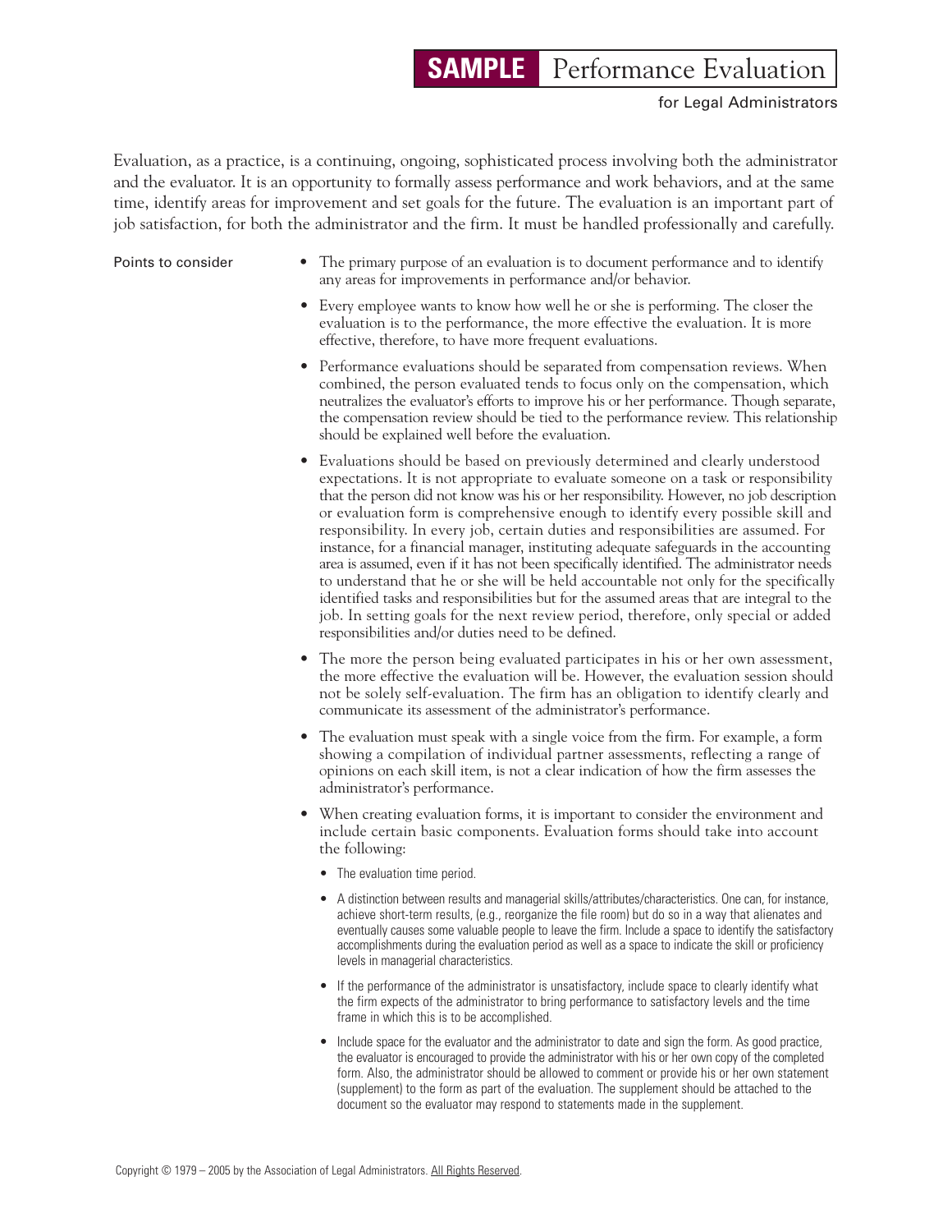# SAMPLE Performance Evaluation

for Legal Administrators

Evaluation, as a practice, is a continuing, ongoing, sophisticated process involving both the administrator and the evaluator. It is an opportunity to formally assess performance and work behaviors, and at the same time, identify areas for improvement and set goals for the future. The evaluation is an important part of job satisfaction, for both the administrator and the firm. It must be handled professionally and carefully.

## Points to consider

- The primary purpose of an evaluation is to document performance and to identify any areas for improvements in performance and/or behavior.
- Every employee wants to know how well he or she is performing. The closer the evaluation is to the performance, the more effective the evaluation. It is more effective, therefore, to have more frequent evaluations.
- Performance evaluations should be separated from compensation reviews. When combined, the person evaluated tends to focus only on the compensation, which neutralizes the evaluator's efforts to improve his or her performance. Though separate, the compensation review should be tied to the performance review. This relationship should be explained well before the evaluation.
- Evaluations should be based on previously determined and clearly understood expectations. It is not appropriate to evaluate someone on a task or responsibility that the person did not know was his or her responsibility. However, no job description or evaluation form is comprehensive enough to identify every possible skill and responsibility. In every job, certain duties and responsibilities are assumed. For instance, for a financial manager, instituting adequate safeguards in the accounting area is assumed, even if it has not been specifically identified. The administrator needs to understand that he or she will be held accountable not only for the specifically identified tasks and responsibilities but for the assumed areas that are integral to the job. In setting goals for the next review period, therefore, only special or added responsibilities and/or duties need to be defined.
- The more the person being evaluated participates in his or her own assessment, the more effective the evaluation will be. However, the evaluation session should not be solely self-evaluation. The firm has an obligation to identify clearly and communicate its assessment of the administrator's performance.
- The evaluation must speak with a single voice from the firm. For example, a form showing a compilation of individual partner assessments, reflecting a range of opinions on each skill item, is not a clear indication of how the firm assesses the administrator's performance.
- When creating evaluation forms, it is important to consider the environment and include certain basic components. Evaluation forms should take into account the following:
  - The evaluation time period.
  - A distinction between results and managerial skills/attributes/characteristics. One can, for instance, achieve short-term results, (e.g., reorganize the file room) but do so in a way that alienates and eventually causes some valuable people to leave the firm. Include a space to identify the satisfactory accomplishments during the evaluation period as well as a space to indicate the skill or proficiency levels in managerial characteristics.
  - If the performance of the administrator is unsatisfactory, include space to clearly identify what the firm expects of the administrator to bring performance to satisfactory levels and the time frame in which this is to be accomplished.
  - Include space for the evaluator and the administrator to date and sign the form. As good practice, the evaluator is encouraged to provide the administrator with his or her own copy of the completed form. Also, the administrator should be allowed to comment or provide his or her own statement (supplement) to the form as part of the evaluation. The supplement should be attached to the document so the evaluator may respond to statements made in the supplement.

Copyright © 1979 – 2005 by the Association of Legal Administrators. All Rights Reserved.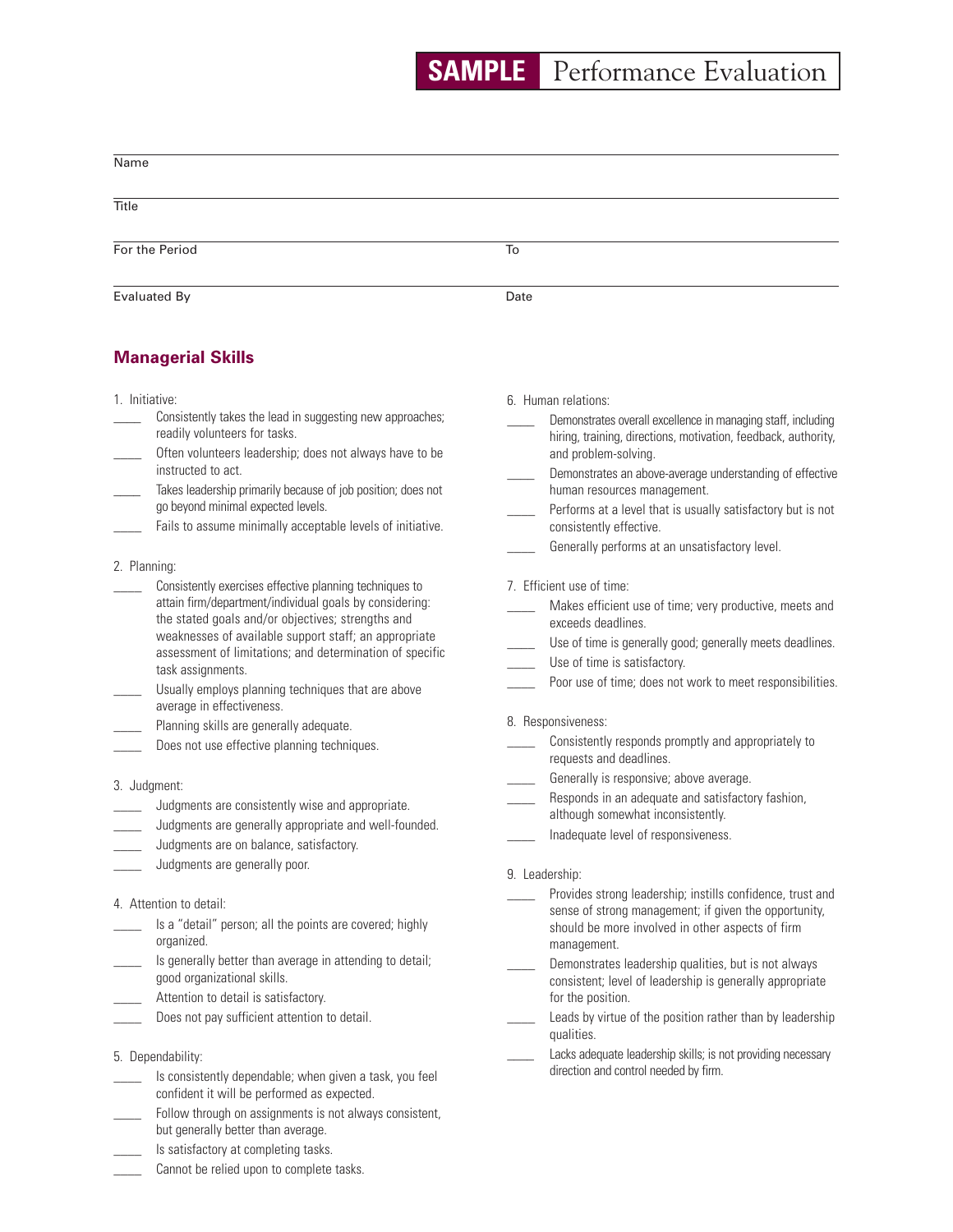# SAMPLE Performance Evaluation

Name ____________________

Title ____________________

For the Period ____________________ To ____________________

Evaluated By ____________________ Date ____________________

## Managerial Skills

1. Initiative:
   - ____ Consistently takes the lead in suggesting new approaches; readily volunteers for tasks.
   - ____ Often volunteers leadership; does not always have to be instructed to act.
   - ____ Takes leadership primarily because of job position; does not go beyond minimal expected levels.
   - ____ Fails to assume minimally acceptable levels of initiative.

2. Planning:
   - ____ Consistently exercises effective planning techniques to attain firm/department/individual goals by considering: the stated goals and/or objectives; strengths and weaknesses of available support staff; an appropriate assessment of limitations; and determination of specific task assignments.
   - ____ Usually employs planning techniques that are above average in effectiveness.
   - ____ Planning skills are generally adequate.
   - ____ Does not use effective planning techniques.

3. Judgment:
   - ____ Judgments are consistently wise and appropriate.
   - ____ Judgments are generally appropriate and well-founded.
   - ____ Judgments are on balance, satisfactory.
   - ____ Judgments are generally poor.

4. Attention to detail:
   - ____ Is a "detail" person; all the points are covered; highly organized.
   - ____ Is generally better than average in attending to detail; good organizational skills.
   - ____ Attention to detail is satisfactory.
   - ____ Does not pay sufficient attention to detail.

5. Dependability:
   - ____ Is consistently dependable; when given a task, you feel confident it will be performed as expected.
   - ____ Follow through on assignments is not always consistent, but generally better than average.
   - ____ Is satisfactory at completing tasks.
   - ____ Cannot be relied upon to complete tasks.

6. Human relations:
   - ____ Demonstrates overall excellence in managing staff, including hiring, training, directions, motivation, feedback, authority, and problem-solving.
   - ____ Demonstrates an above-average understanding of effective human resources management.
   - ____ Performs at a level that is usually satisfactory but is not consistently effective.
   - ____ Generally performs at an unsatisfactory level.

7. Efficient use of time:
   - ____ Makes efficient use of time; very productive, meets and exceeds deadlines.
   - ____ Use of time is generally good; generally meets deadlines.
   - ____ Use of time is satisfactory.
   - ____ Poor use of time; does not work to meet responsibilities.

8. Responsiveness:
   - ____ Consistently responds promptly and appropriately to requests and deadlines.
   - ____ Generally is responsive; above average.
   - ____ Responds in an adequate and satisfactory fashion, although somewhat inconsistently.
   - ____ Inadequate level of responsiveness.

9. Leadership:
   - ____ Provides strong leadership; instills confidence, trust and sense of strong management; if given the opportunity, should be more involved in other aspects of firm management.
   - ____ Demonstrates leadership qualities, but is not always consistent; level of leadership is generally appropriate for the position.
   - ____ Leads by virtue of the position rather than by leadership qualities.
   - ____ Lacks adequate leadership skills; is not providing necessary direction and control needed by firm.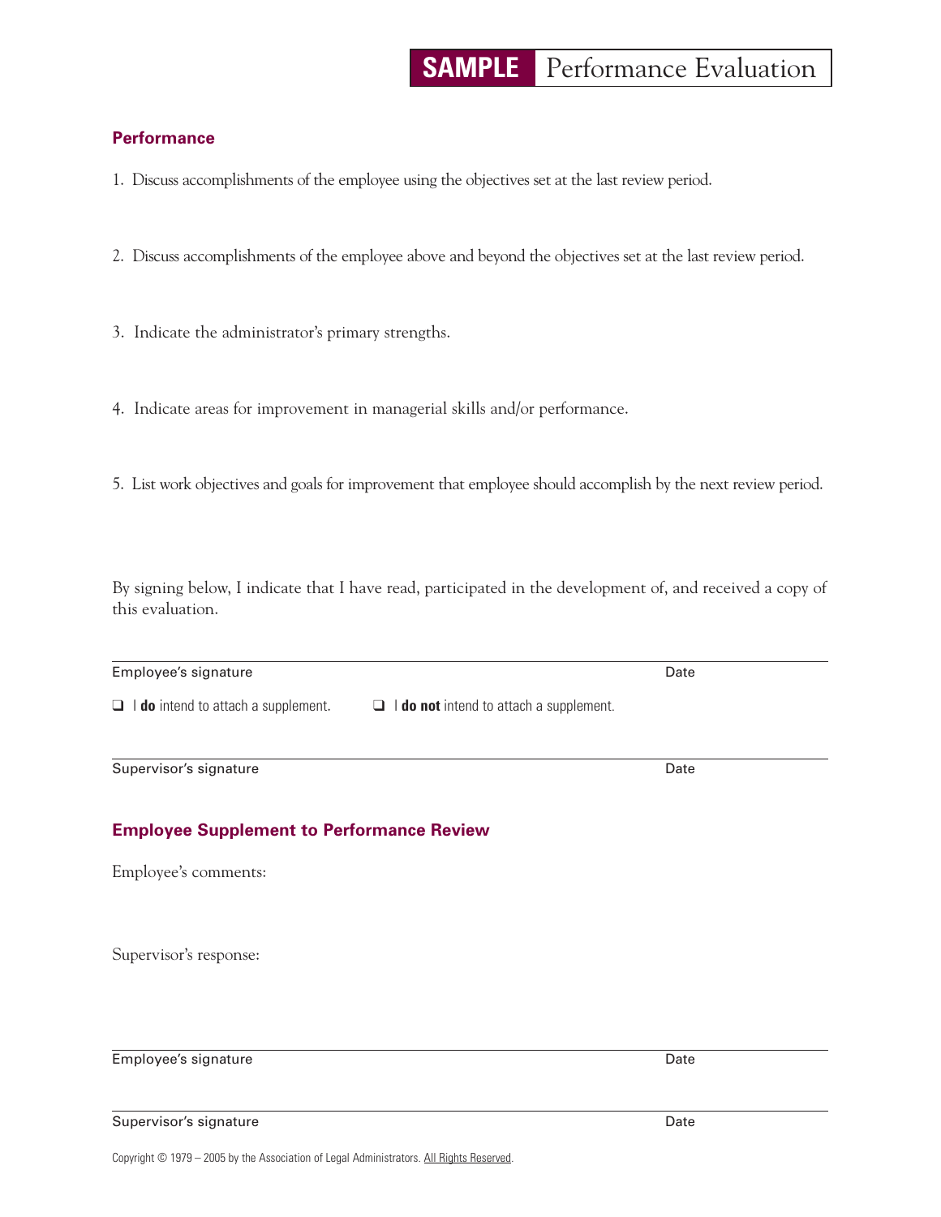**SAMPLE** Performance Evaluation

## Performance

1. Discuss accomplishments of the employee using the objectives set at the last review period.

2. Discuss accomplishments of the employee above and beyond the objectives set at the last review period.

3. Indicate the administrator's primary strengths.

4. Indicate areas for improvement in managerial skills and/or performance.

5. List work objectives and goals for improvement that employee should accomplish by the next review period.

By signing below, I indicate that I have read, participated in the development of, and received a copy of this evaluation.

Employee's signature Date

❑ I **do** intend to attach a supplement. ❑ I **do not** intend to attach a supplement.

Supervisor's signature Date

## Employee Supplement to Performance Review

Employee's comments:

Supervisor's response:

Employee's signature Date

Supervisor's signature Date

Copyright © 1979 – 2005 by the Association of Legal Administrators. All Rights Reserved.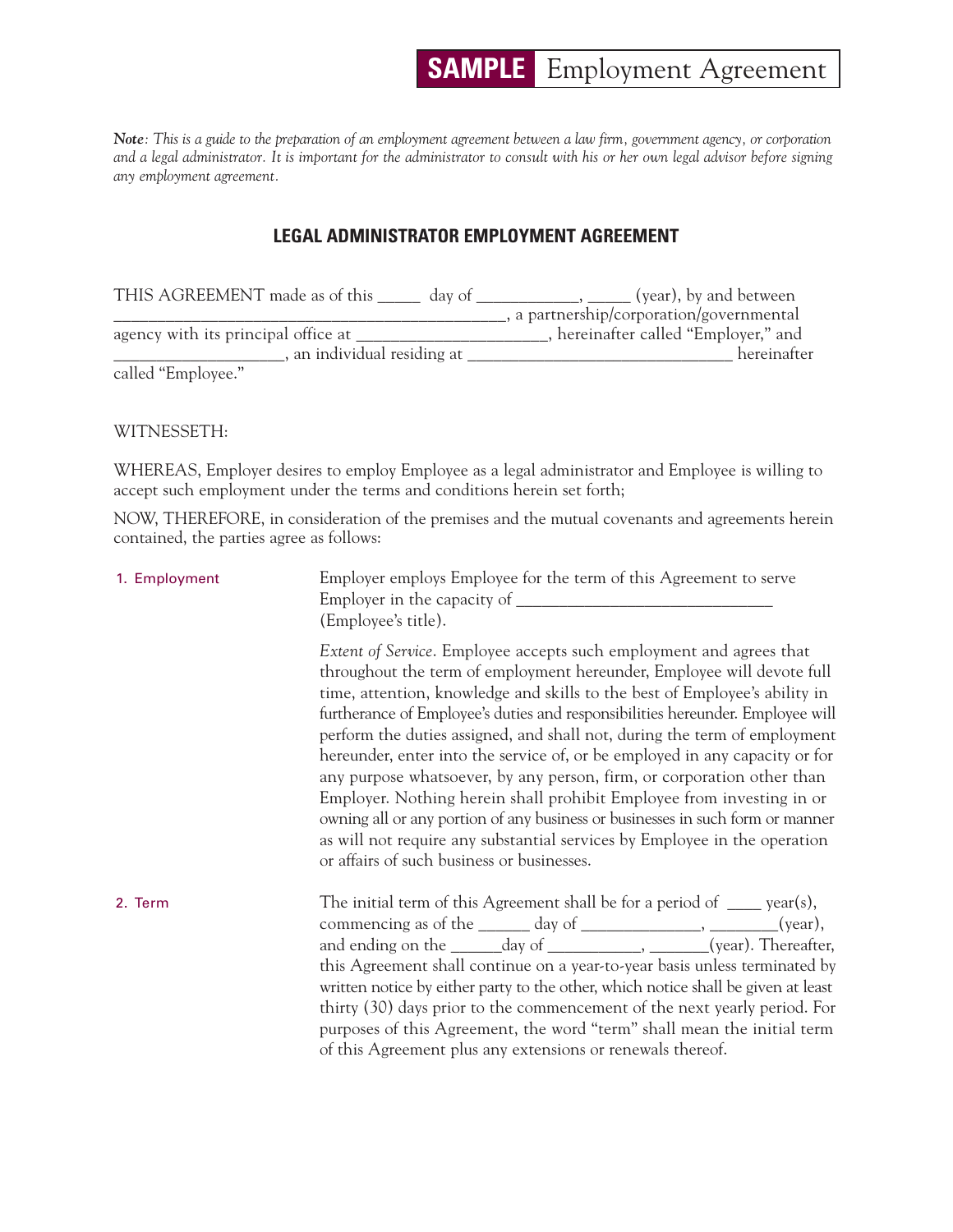**SAMPLE** Employment Agreement

***Note**: This is a guide to the preparation of an employment agreement between a law firm, government agency, or corporation and a legal administrator. It is important for the administrator to consult with his or her own legal advisor before signing any employment agreement.*

## LEGAL ADMINISTRATOR EMPLOYMENT AGREEMENT

THIS AGREEMENT made as of this _____ day of ____________, _____ (year), by and between ______________________________________________, a partnership/corporation/governmental agency with its principal office at ______________________, hereinafter called "Employer," and ___________________, an individual residing at ________________________________ hereinafter called "Employee."

WITNESSETH:

WHEREAS, Employer desires to employ Employee as a legal administrator and Employee is willing to accept such employment under the terms and conditions herein set forth;

NOW, THEREFORE, in consideration of the premises and the mutual covenants and agreements herein contained, the parties agree as follows:

**1. Employment**

Employer employs Employee for the term of this Agreement to serve Employer in the capacity of _______________________________ (Employee's title).

*Extent of Service*. Employee accepts such employment and agrees that throughout the term of employment hereunder, Employee will devote full time, attention, knowledge and skills to the best of Employee's ability in furtherance of Employee's duties and responsibilities hereunder. Employee will perform the duties assigned, and shall not, during the term of employment hereunder, enter into the service of, or be employed in any capacity or for any purpose whatsoever, by any person, firm, or corporation other than Employer. Nothing herein shall prohibit Employee from investing in or owning all or any portion of any business or businesses in such form or manner as will not require any substantial services by Employee in the operation or affairs of such business or businesses.

**2. Term**

The initial term of this Agreement shall be for a period of ____ year(s), commencing as of the ______ day of ______________, ________(year), and ending on the ______day of ___________, _______(year). Thereafter, this Agreement shall continue on a year-to-year basis unless terminated by written notice by either party to the other, which notice shall be given at least thirty (30) days prior to the commencement of the next yearly period. For purposes of this Agreement, the word "term" shall mean the initial term of this Agreement plus any extensions or renewals thereof.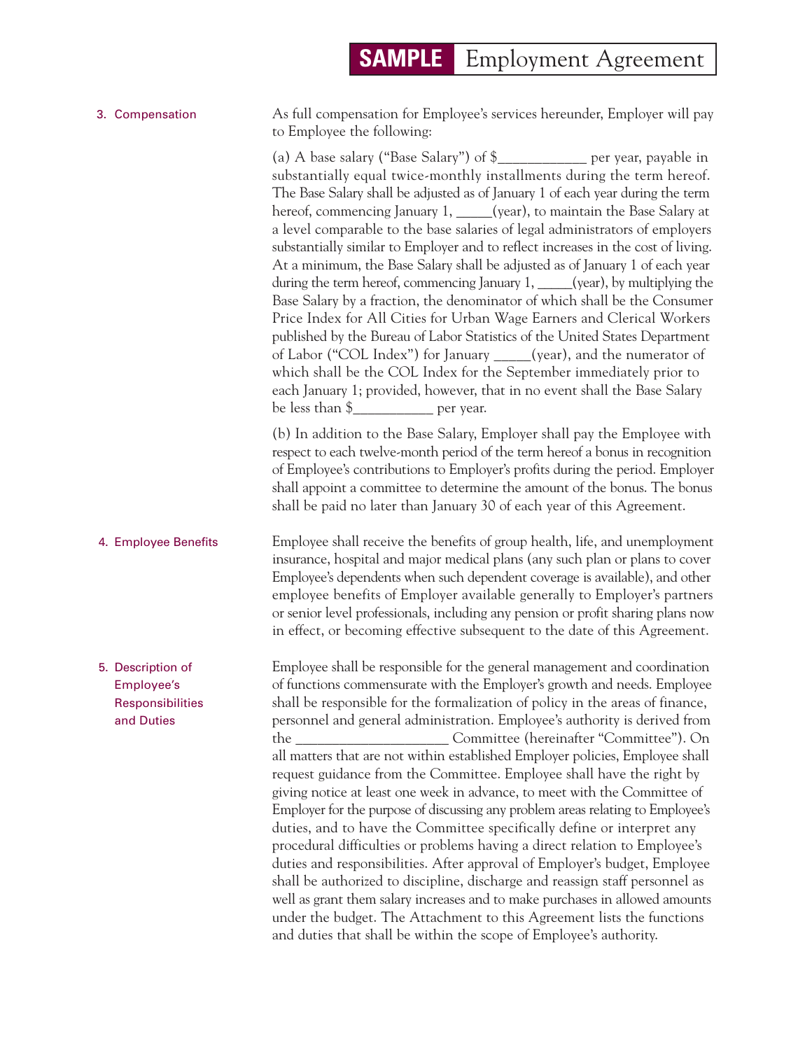## 3. Compensation

As full compensation for Employee's services hereunder, Employer will pay to Employee the following:

(a) A base salary ("Base Salary") of $____________ per year, payable in substantially equal twice-monthly installments during the term hereof. The Base Salary shall be adjusted as of January 1 of each year during the term hereof, commencing January 1, _____(year), to maintain the Base Salary at a level comparable to the base salaries of legal administrators of employers substantially similar to Employer and to reflect increases in the cost of living. At a minimum, the Base Salary shall be adjusted as of January 1 of each year during the term hereof, commencing January 1, _____(year), by multiplying the Base Salary by a fraction, the denominator of which shall be the Consumer Price Index for All Cities for Urban Wage Earners and Clerical Workers published by the Bureau of Labor Statistics of the United States Department of Labor ("COL Index") for January _____(year), and the numerator of which shall be the COL Index for the September immediately prior to each January 1; provided, however, that in no event shall the Base Salary be less than $___________ per year.

(b) In addition to the Base Salary, Employer shall pay the Employee with respect to each twelve-month period of the term hereof a bonus in recognition of Employee's contributions to Employer's profits during the period. Employer shall appoint a committee to determine the amount of the bonus. The bonus shall be paid no later than January 30 of each year of this Agreement.

## 4. Employee Benefits

Employee shall receive the benefits of group health, life, and unemployment insurance, hospital and major medical plans (any such plan or plans to cover Employee's dependents when such dependent coverage is available), and other employee benefits of Employer available generally to Employer's partners or senior level professionals, including any pension or profit sharing plans now in effect, or becoming effective subsequent to the date of this Agreement.

## 5. Description of Employee's Responsibilities and Duties

Employee shall be responsible for the general management and coordination of functions commensurate with the Employer's growth and needs. Employee shall be responsible for the formalization of policy in the areas of finance, personnel and general administration. Employee's authority is derived from the _____________________ Committee (hereinafter "Committee"). On all matters that are not within established Employer policies, Employee shall request guidance from the Committee. Employee shall have the right by giving notice at least one week in advance, to meet with the Committee of Employer for the purpose of discussing any problem areas relating to Employee's duties, and to have the Committee specifically define or interpret any procedural difficulties or problems having a direct relation to Employee's duties and responsibilities. After approval of Employer's budget, Employee shall be authorized to discipline, discharge and reassign staff personnel as well as grant them salary increases and to make purchases in allowed amounts under the budget. The Attachment to this Agreement lists the functions and duties that shall be within the scope of Employee's authority.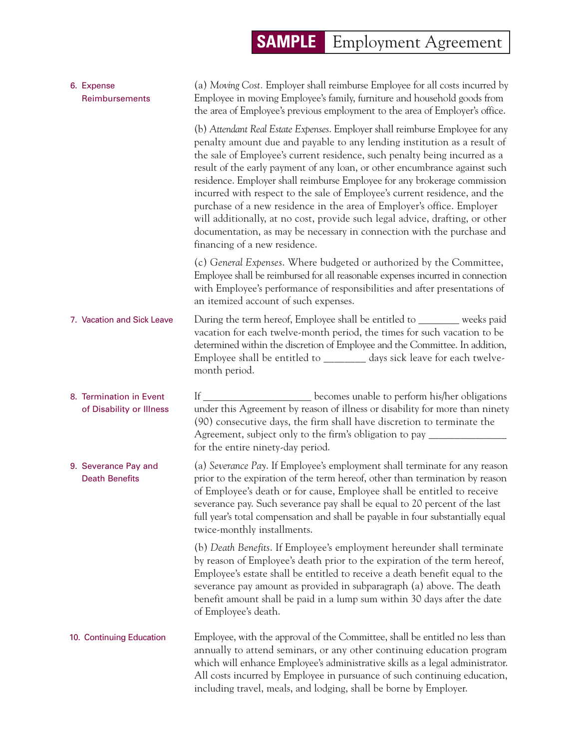## 6. Expense Reimbursements

(a) *Moving Cost.* Employer shall reimburse Employee for all costs incurred by Employee in moving Employee's family, furniture and household goods from the area of Employee's previous employment to the area of Employer's office.

(b) *Attendant Real Estate Expenses.* Employer shall reimburse Employee for any penalty amount due and payable to any lending institution as a result of the sale of Employee's current residence, such penalty being incurred as a result of the early payment of any loan, or other encumbrance against such residence. Employer shall reimburse Employee for any brokerage commission incurred with respect to the sale of Employee's current residence, and the purchase of a new residence in the area of Employer's office. Employer will additionally, at no cost, provide such legal advice, drafting, or other documentation, as may be necessary in connection with the purchase and financing of a new residence.

(c) *General Expenses.* Where budgeted or authorized by the Committee, Employee shall be reimbursed for all reasonable expenses incurred in connection with Employee's performance of responsibilities and after presentations of an itemized account of such expenses.

## 7. Vacation and Sick Leave

During the term hereof, Employee shall be entitled to ________ weeks paid vacation for each twelve-month period, the times for such vacation to be determined within the discretion of Employee and the Committee. In addition, Employee shall be entitled to ________ days sick leave for each twelve-month period.

## 8. Termination in Event of Disability or Illness

If ____________________ becomes unable to perform his/her obligations under this Agreement by reason of illness or disability for more than ninety (90) consecutive days, the firm shall have discretion to terminate the Agreement, subject only to the firm's obligation to pay ______________ for the entire ninety-day period.

## 9. Severance Pay and Death Benefits

(a) *Severance Pay.* If Employee's employment shall terminate for any reason prior to the expiration of the term hereof, other than termination by reason of Employee's death or for cause, Employee shall be entitled to receive severance pay. Such severance pay shall be equal to 20 percent of the last full year's total compensation and shall be payable in four substantially equal twice-monthly installments.

(b) *Death Benefits.* If Employee's employment hereunder shall terminate by reason of Employee's death prior to the expiration of the term hereof, Employee's estate shall be entitled to receive a death benefit equal to the severance pay amount as provided in subparagraph (a) above. The death benefit amount shall be paid in a lump sum within 30 days after the date of Employee's death.

## 10. Continuing Education

Employee, with the approval of the Committee, shall be entitled no less than annually to attend seminars, or any other continuing education program which will enhance Employee's administrative skills as a legal administrator. All costs incurred by Employee in pursuance of such continuing education, including travel, meals, and lodging, shall be borne by Employer.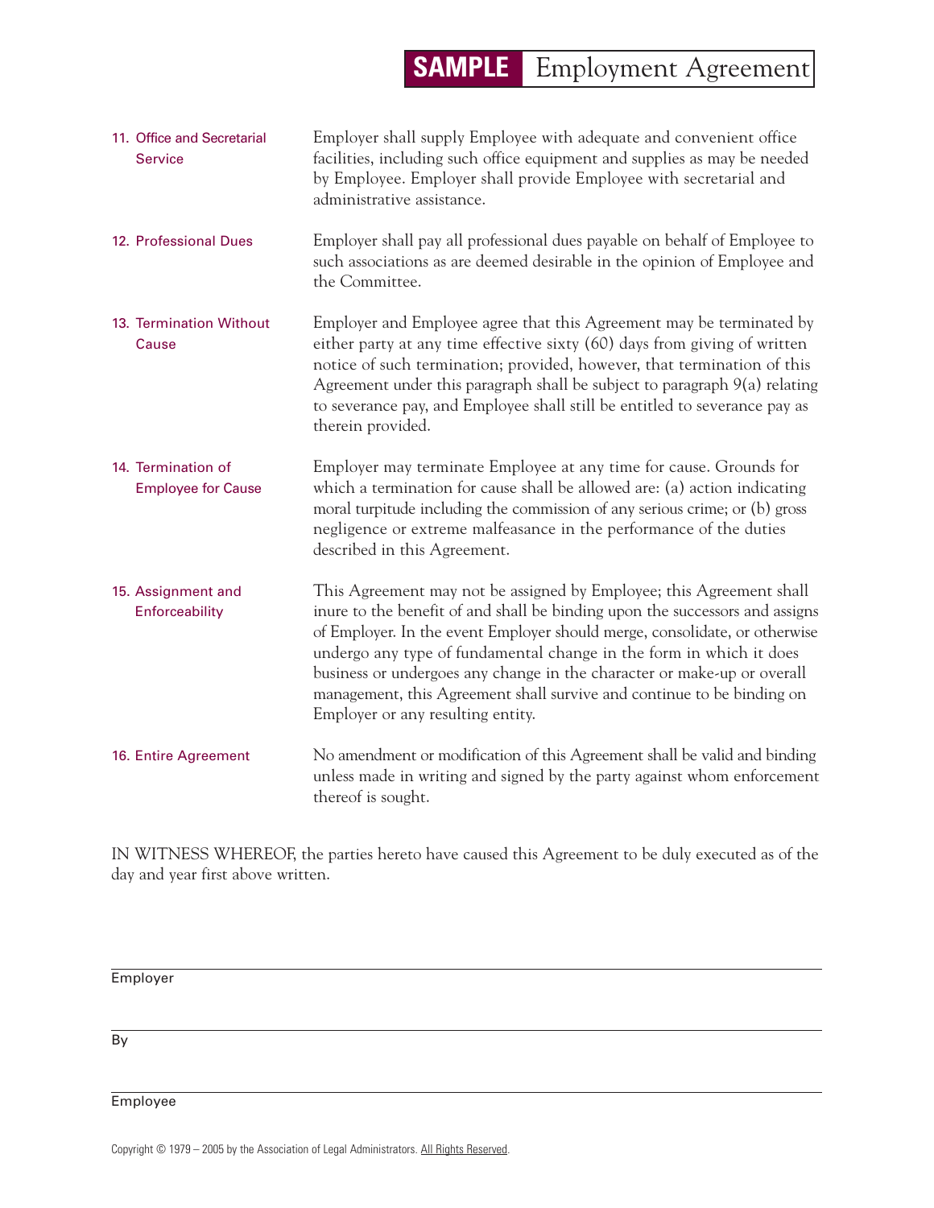**11. Office and Secretarial Service**

Employer shall supply Employee with adequate and convenient office facilities, including such office equipment and supplies as may be needed by Employee. Employer shall provide Employee with secretarial and administrative assistance.

**12. Professional Dues**

Employer shall pay all professional dues payable on behalf of Employee to such associations as are deemed desirable in the opinion of Employee and the Committee.

**13. Termination Without Cause**

Employer and Employee agree that this Agreement may be terminated by either party at any time effective sixty (60) days from giving of written notice of such termination; provided, however, that termination of this Agreement under this paragraph shall be subject to paragraph 9(a) relating to severance pay, and Employee shall still be entitled to severance pay as therein provided.

**14. Termination of Employee for Cause**

Employer may terminate Employee at any time for cause. Grounds for which a termination for cause shall be allowed are: (a) action indicating moral turpitude including the commission of any serious crime; or (b) gross negligence or extreme malfeasance in the performance of the duties described in this Agreement.

**15. Assignment and Enforceability**

This Agreement may not be assigned by Employee; this Agreement shall inure to the benefit of and shall be binding upon the successors and assigns of Employer. In the event Employer should merge, consolidate, or otherwise undergo any type of fundamental change in the form in which it does business or undergoes any change in the character or make-up or overall management, this Agreement shall survive and continue to be binding on Employer or any resulting entity.

**16. Entire Agreement**

No amendment or modification of this Agreement shall be valid and binding unless made in writing and signed by the party against whom enforcement thereof is sought.

IN WITNESS WHEREOF, the parties hereto have caused this Agreement to be duly executed as of the day and year first above written.

\_\_\_\_\_\_\_\_\_\_\_\_\_\_\_\_\_\_\_\_\_\_\_\_\_\_\_\_\_\_\_\_\_\_\_\_\_\_\_\_
Employer

\_\_\_\_\_\_\_\_\_\_\_\_\_\_\_\_\_\_\_\_\_\_\_\_\_\_\_\_\_\_\_\_\_\_\_\_\_\_\_\_
By

\_\_\_\_\_\_\_\_\_\_\_\_\_\_\_\_\_\_\_\_\_\_\_\_\_\_\_\_\_\_\_\_\_\_\_\_\_\_\_\_
Employee

Copyright © 1979 – 2005 by the Association of Legal Administrators. All Rights Reserved.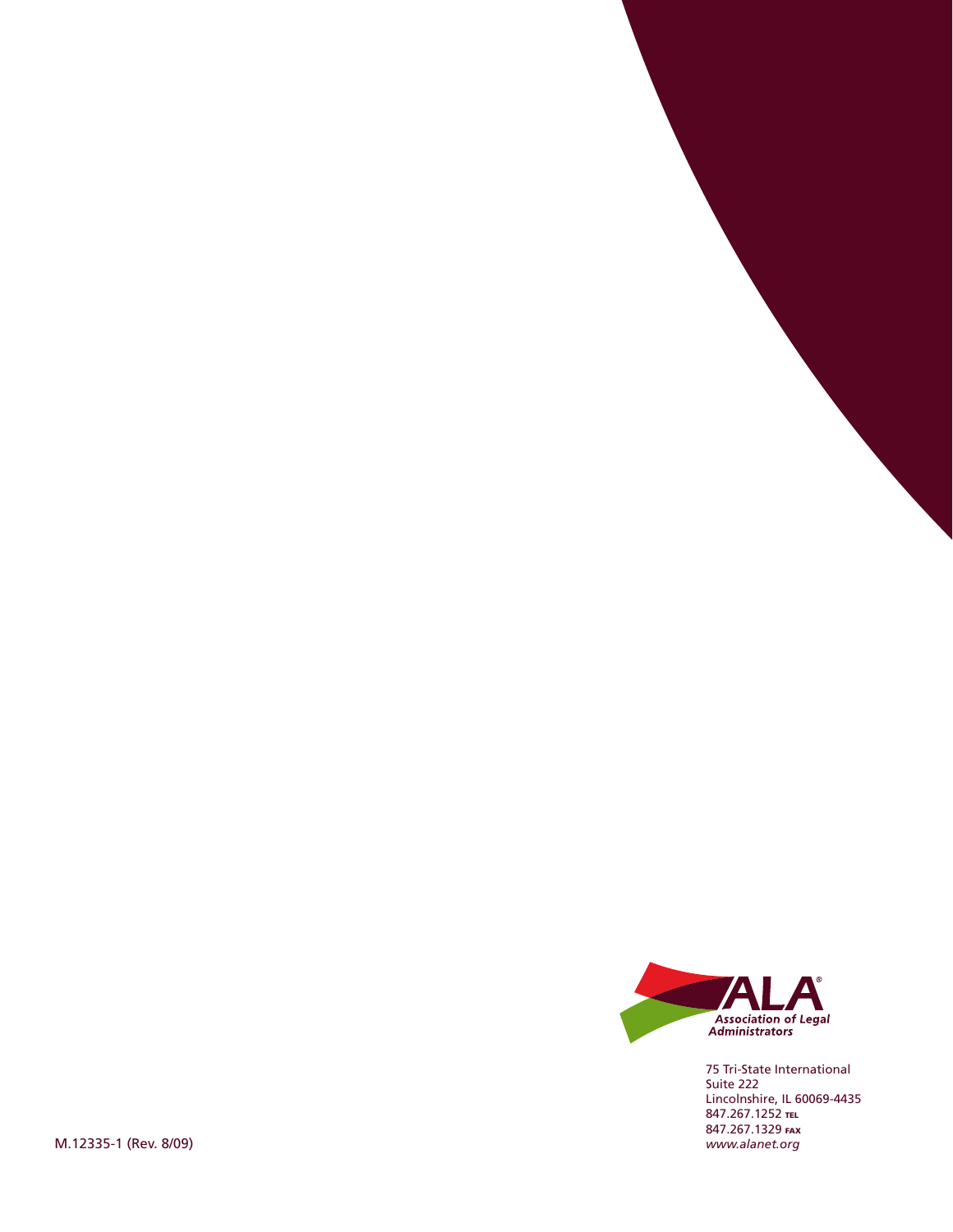ALA®

Association of Legal Administrators

75 Tri-State International
Suite 222
Lincolnshire, IL 60069-4435
847.267.1252 TEL
847.267.1329 FAX
*www.alanet.org*

M.12335-1 (Rev. 8/09)